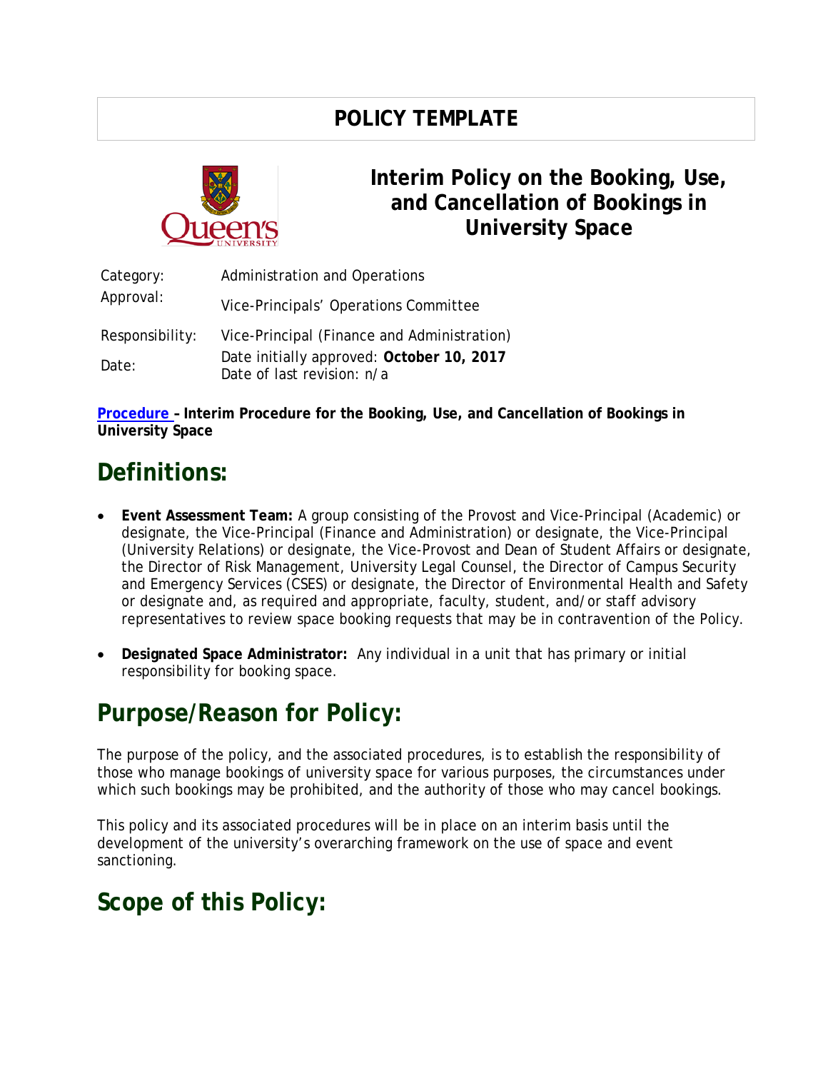# POLICY TEMPLATE

## Interim Policy on the Booking, Use, and Cancellation of Bookings in University Space

| | |
|---|---|
| Category: | Administration and Operations |
| Approval: | Vice-Principals' Operations Committee |
| Responsibility: | Vice-Principal (Finance and Administration) |
| Date: | Date initially approved: **October 10, 2017**<br>Date of last revision: n/a |

[Procedure](#) **– Interim Procedure for the Booking, Use, and Cancellation of Bookings in University Space**

## Definitions:

- **Event Assessment Team:** A group consisting of the Provost and Vice-Principal (Academic) or designate, the Vice-Principal (Finance and Administration) or designate, the Vice-Principal (University Relations) or designate, the Vice-Provost and Dean of Student Affairs or designate, the Director of Risk Management, University Legal Counsel, the Director of Campus Security and Emergency Services (CSES) or designate, the Director of Environmental Health and Safety or designate and, as required and appropriate, faculty, student, and/or staff advisory representatives to review space booking requests that may be in contravention of the Policy.

- **Designated Space Administrator:** Any individual in a unit that has primary or initial responsibility for booking space.

## Purpose/Reason for Policy:

The purpose of the policy, and the associated procedures, is to establish the responsibility of those who manage bookings of university space for various purposes, the circumstances under which such bookings may be prohibited, and the authority of those who may cancel bookings.

This policy and its associated procedures will be in place on an interim basis until the development of the university's overarching framework on the use of space and event sanctioning.

## Scope of this Policy: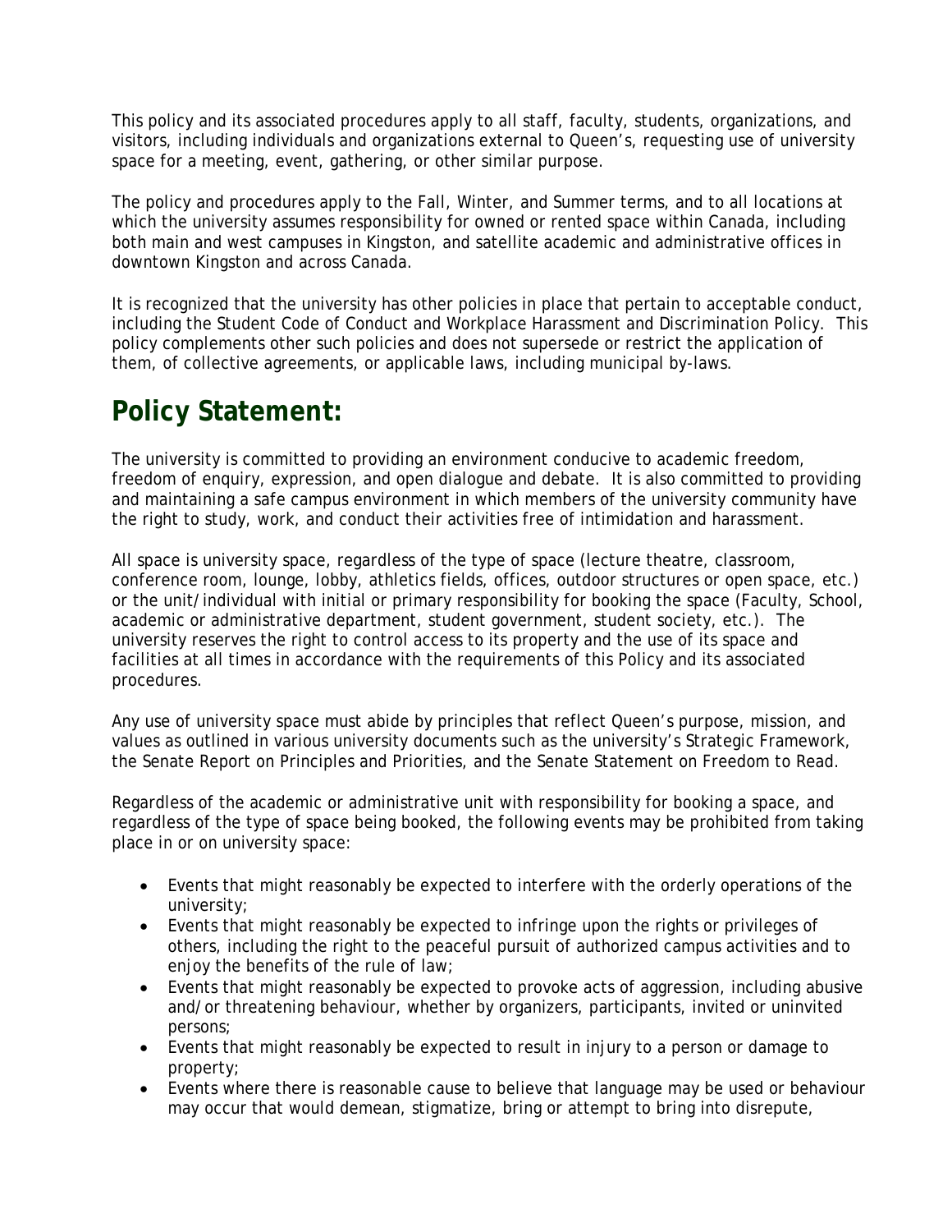This policy and its associated procedures apply to all staff, faculty, students, organizations, and visitors, including individuals and organizations external to Queen's, requesting use of university space for a meeting, event, gathering, or other similar purpose.

The policy and procedures apply to the Fall, Winter, and Summer terms, and to all locations at which the university assumes responsibility for owned or rented space within Canada, including both main and west campuses in Kingston, and satellite academic and administrative offices in downtown Kingston and across Canada.

It is recognized that the university has other policies in place that pertain to acceptable conduct, including the Student Code of Conduct and Workplace Harassment and Discrimination Policy. This policy complements other such policies and does not supersede or restrict the application of them, of collective agreements, or applicable laws, including municipal by-laws.

## Policy Statement:

The university is committed to providing an environment conducive to academic freedom, freedom of enquiry, expression, and open dialogue and debate. It is also committed to providing and maintaining a safe campus environment in which members of the university community have the right to study, work, and conduct their activities free of intimidation and harassment.

All space is university space, regardless of the type of space (lecture theatre, classroom, conference room, lounge, lobby, athletics fields, offices, outdoor structures or open space, etc.) or the unit/individual with initial or primary responsibility for booking the space (Faculty, School, academic or administrative department, student government, student society, etc.). The university reserves the right to control access to its property and the use of its space and facilities at all times in accordance with the requirements of this Policy and its associated procedures.

Any use of university space must abide by principles that reflect Queen's purpose, mission, and values as outlined in various university documents such as the university's Strategic Framework, the Senate Report on Principles and Priorities, and the Senate Statement on Freedom to Read.

Regardless of the academic or administrative unit with responsibility for booking a space, and regardless of the type of space being booked, the following events may be prohibited from taking place in or on university space:

- Events that might reasonably be expected to interfere with the orderly operations of the university;
- Events that might reasonably be expected to infringe upon the rights or privileges of others, including the right to the peaceful pursuit of authorized campus activities and to enjoy the benefits of the rule of law;
- Events that might reasonably be expected to provoke acts of aggression, including abusive and/or threatening behaviour, whether by organizers, participants, invited or uninvited persons;
- Events that might reasonably be expected to result in injury to a person or damage to property;
- Events where there is reasonable cause to believe that language may be used or behaviour may occur that would demean, stigmatize, bring or attempt to bring into disrepute,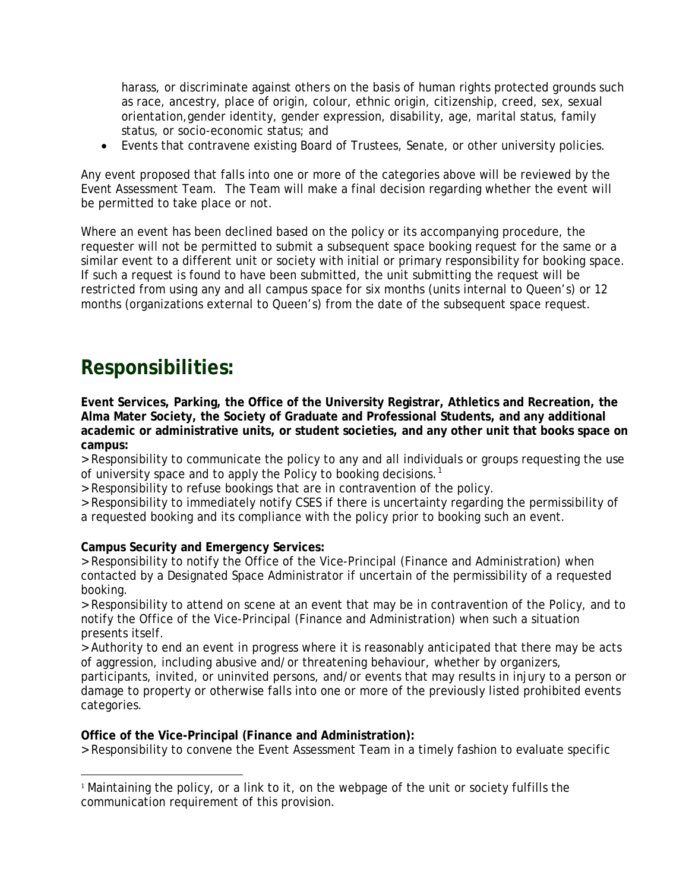harass, or discriminate against others on the basis of human rights protected grounds such as race, ancestry, place of origin, colour, ethnic origin, citizenship, creed, sex, sexual orientation,gender identity, gender expression, disability, age, marital status, family status, or socio-economic status; and

- Events that contravene existing Board of Trustees, Senate, or other university policies.

Any event proposed that falls into one or more of the categories above will be reviewed by the Event Assessment Team. The Team will make a final decision regarding whether the event will be permitted to take place or not.

Where an event has been declined based on the policy or its accompanying procedure, the requester will not be permitted to submit a subsequent space booking request for the same or a similar event to a different unit or society with initial or primary responsibility for booking space. If such a request is found to have been submitted, the unit submitting the request will be restricted from using any and all campus space for six months (units internal to Queen's) or 12 months (organizations external to Queen's) from the date of the subsequent space request.

## Responsibilities:

**Event Services, Parking, the Office of the University Registrar, Athletics and Recreation, the Alma Mater Society, the Society of Graduate and Professional Students, and any additional academic or administrative units, or student societies, and any other unit that books space on campus:**

> Responsibility to communicate the policy to any and all individuals or groups requesting the use of university space and to apply the Policy to booking decisions.[1]

> Responsibility to refuse bookings that are in contravention of the policy.

> Responsibility to immediately notify CSES if there is uncertainty regarding the permissibility of a requested booking and its compliance with the policy prior to booking such an event.

**Campus Security and Emergency Services:**

> Responsibility to notify the Office of the Vice-Principal (Finance and Administration) when contacted by a Designated Space Administrator if uncertain of the permissibility of a requested booking.

> Responsibility to attend on scene at an event that may be in contravention of the Policy, and to notify the Office of the Vice-Principal (Finance and Administration) when such a situation presents itself.

> Authority to end an event in progress where it is reasonably anticipated that there may be acts of aggression, including abusive and/or threatening behaviour, whether by organizers, participants, invited, or uninvited persons, and/or events that may results in injury to a person or damage to property or otherwise falls into one or more of the previously listed prohibited events categories.

**Office of the Vice-Principal (Finance and Administration):**

> Responsibility to convene the Event Assessment Team in a timely fashion to evaluate specific

[1] Maintaining the policy, or a link to it, on the webpage of the unit or society fulfills the communication requirement of this provision.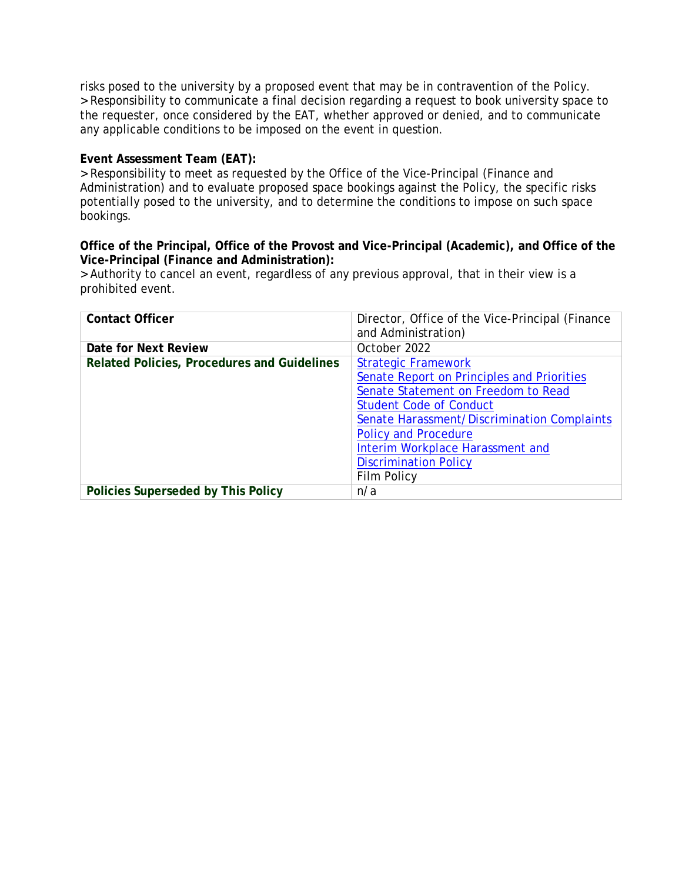risks posed to the university by a proposed event that may be in contravention of the Policy.
>Responsibility to communicate a final decision regarding a request to book university space to the requester, once considered by the EAT, whether approved or denied, and to communicate any applicable conditions to be imposed on the event in question.

**Event Assessment Team (EAT):**
>Responsibility to meet as requested by the Office of the Vice-Principal (Finance and Administration) and to evaluate proposed space bookings against the Policy, the specific risks potentially posed to the university, and to determine the conditions to impose on such space bookings.

**Office of the Principal, Office of the Provost and Vice-Principal (Academic), and Office of the Vice-Principal (Finance and Administration):**
>Authority to cancel an event, regardless of any previous approval, that in their view is a prohibited event.

| | |
|---|---|
| **Contact Officer** | Director, Office of the Vice-Principal (Finance and Administration) |
| **Date for Next Review** | October 2022 |
| **Related Policies, Procedures and Guidelines** | Strategic Framework<br>Senate Report on Principles and Priorities<br>Senate Statement on Freedom to Read<br>Student Code of Conduct<br>Senate Harassment/Discrimination Complaints Policy and Procedure<br>Interim Workplace Harassment and Discrimination Policy<br>Film Policy |
| **Policies Superseded by This Policy** | n/a |